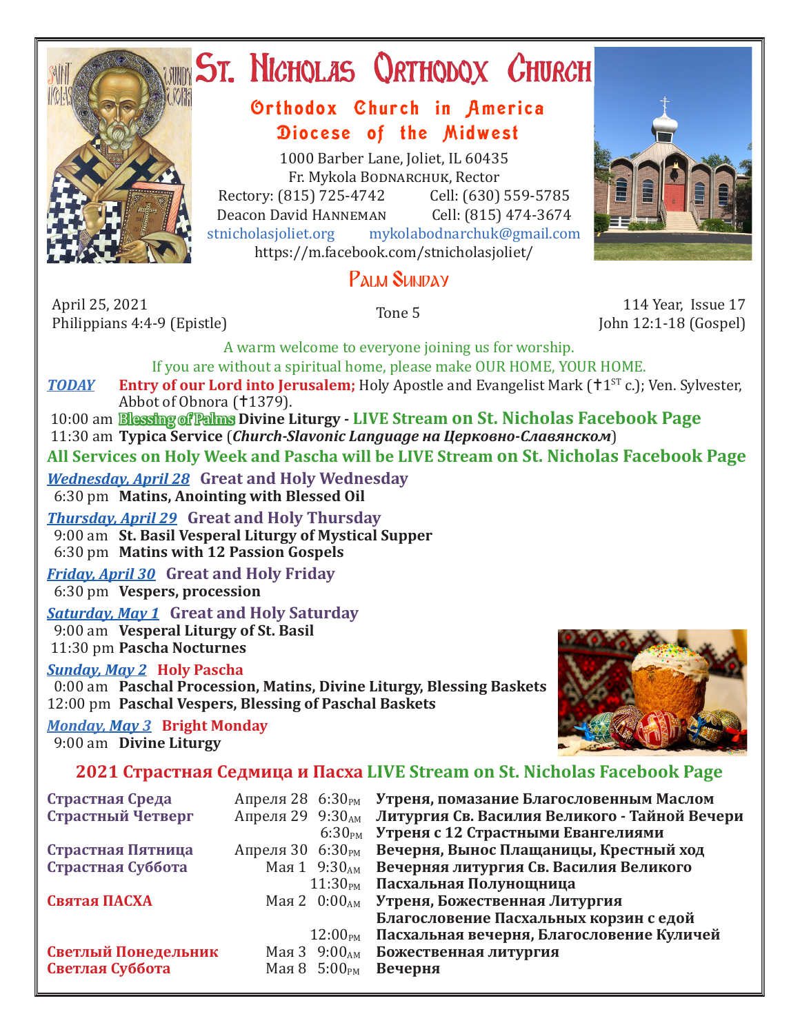# St. Nicholas Orthodox Church

## Orthodox Church in America
## Diocese of the Midwest

1000 Barber Lane, Joliet, IL 60435
Fr. Mykola Bodnarchuk, Rector
Rectory: (815) 725-4742 Cell: (630) 559-5785
Deacon David Hanneman Cell: (815) 474-3674
stnicholasjoliet.org mykolabodnarchuk@gmail.com
https://m.facebook.com/stnicholasjoliet/

## Palm Sunday

April 25, 2021
Philippians 4:4-9 (Epistle)

Tone 5

114 Year, Issue 17
John 12:1-18 (Gospel)

A warm welcome to everyone joining us for worship.
If you are without a spiritual home, please make OUR HOME, YOUR HOME.

***TODAY*** **Entry of our Lord into Jerusalem;** Holy Apostle and Evangelist Mark (†1st c.); Ven. Sylvester, Abbot of Obnora (†1379).

10:00 am **Blessing of Palms Divine Liturgy - LIVE Stream on St. Nicholas Facebook Page**
11:30 am **Typica Service** (***Church-Slavonic Language на Церковно-Славянском***)

**All Services on Holy Week and Pascha will be LIVE Stream on St. Nicholas Facebook Page**

***Wednesday, April 28*** **Great and Holy Wednesday**
6:30 pm **Matins, Anointing with Blessed Oil**

***Thursday, April 29*** **Great and Holy Thursday**
9:00 am **St. Basil Vesperal Liturgy of Mystical Supper**
6:30 pm **Matins with 12 Passion Gospels**

***Friday, April 30*** **Great and Holy Friday**
6:30 pm **Vespers, procession**

***Saturday, May 1*** **Great and Holy Saturday**
9:00 am **Vesperal Liturgy of St. Basil**
11:30 pm **Pascha Nocturnes**

***Sunday, May 2*** **Holy Pascha**
0:00 am **Paschal Procession, Matins, Divine Liturgy, Blessing Baskets**
12:00 pm **Paschal Vespers, Blessing of Paschal Baskets**

***Monday, May 3*** **Bright Monday**
9:00 am **Divine Liturgy**

## 2021 Страстная Седмица и Пасха LIVE Stream on St. Nicholas Facebook Page

| | | | |
|---|---|---|---|
| **Страстная Среда** | Апреля 28 | 6:30PM | **Утреня, помазание Благословенным Маслом** |
| **Страстный Четверг** | Апреля 29 | 9:30AM | **Литургия Св. Василия Великого - Тайной Вечери** |
| | | 6:30PM | **Утреня с 12 Страстными Евангелиями** |
| **Страстная Пятница** | Апреля 30 | 6:30PM | **Вечерня, Вынос Плащаницы, Крестный ход** |
| **Страстная Суббота** | Мая 1 | 9:30AM | **Вечерняя литургия Св. Василия Великого** |
| | | 11:30PM | **Пасхальная Полунощница** |
| **Святая ПАСХА** | Мая 2 | 0:00AM | **Утреня, Божественная Литургия Благословение Пасхальных корзин с едой** |
| | | 12:00PM | **Пасхальная вечерня, Благословение Куличей** |
| **Светлый Понедельник** | Мая 3 | 9:00AM | **Божественная литургия** |
| **Светлая Суббота** | Мая 8 | 5:00PM | **Вечерня** |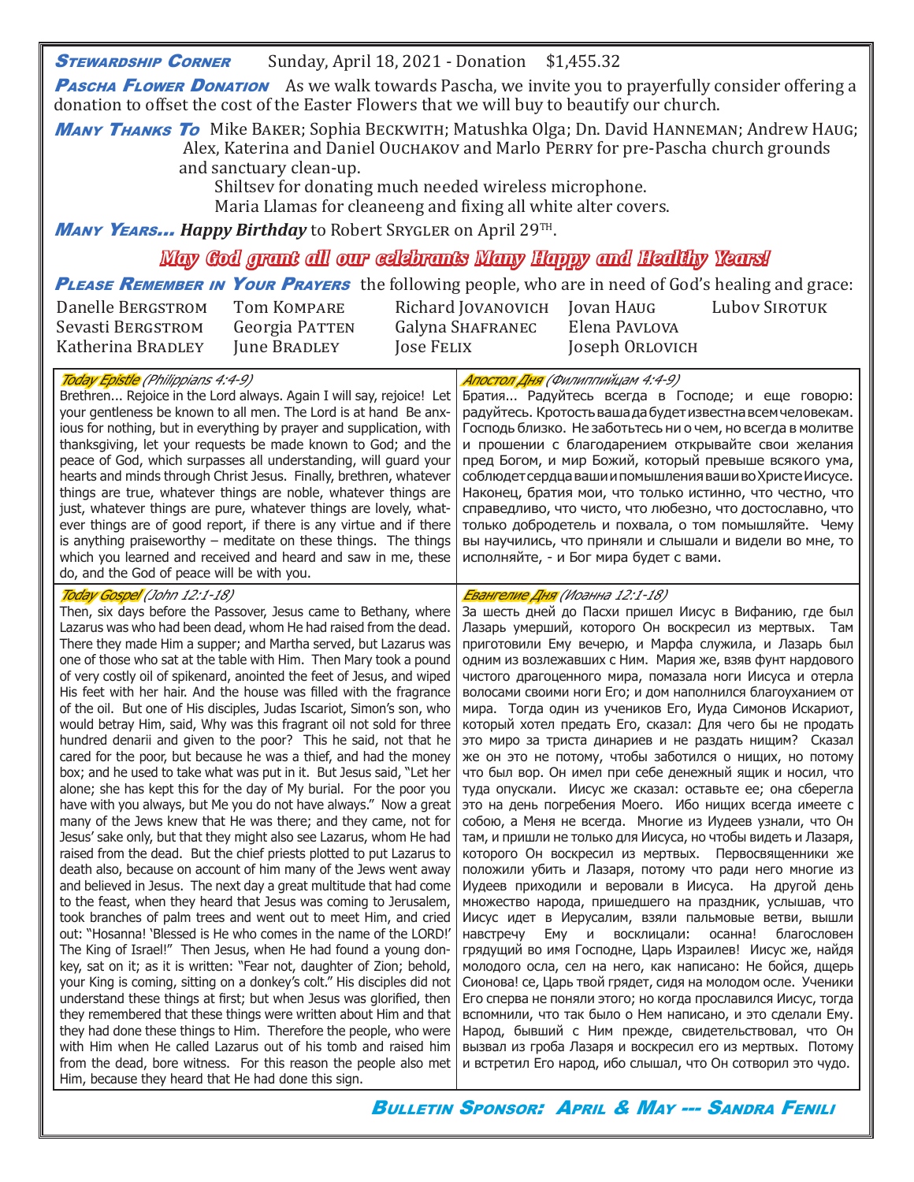**STEWARDSHIP CORNER** Sunday, April 18, 2021 - Donation $1,455.32

**PASCHA FLOWER DONATION** As we walk towards Pascha, we invite you to prayerfully consider offering a donation to offset the cost of the Easter Flowers that we will buy to beautify our church.

**MANY THANKS TO** Mike BAKER; Sophia BECKWITH; Matushka Olga; Dn. David HANNEMAN; Andrew HAUG; Alex, Katerina and Daniel OUCHAKOV and Marlo PERRY for pre-Pascha church grounds and sanctuary clean-up.
Shiltsev for donating much needed wireless microphone.
Maria Llamas for cleaneeng and fixing all white alter covers.

**MANY YEARS...** ***Happy Birthday*** to Robert SRYGLER on April 29TH.

***May God grant all our celebrants Many Happy and Healthy Years!***

**PLEASE REMEMBER IN YOUR PRAYERS** the following people, who are in need of God's healing and grace:

| | | | | |
|---|---|---|---|---|
| Danelle BERGSTROM | Tom KOMPARE | Richard JOVANOVICH | Jovan HAUG | Lubov SIROTUK |
| Sevasti BERGSTROM | Georgia PATTEN | Galyna SHAFRANEC | Elena PAVLOVA | |
| Katherina BRADLEY | June BRADLEY | Jose FELIX | Joseph ORLOVICH | |

*Today Epistle (Philippians 4:4-9)*
Brethren... Rejoice in the Lord always. Again I will say, rejoice! Let your gentleness be known to all men. The Lord is at hand Be anxious for nothing, but in everything by prayer and supplication, with thanksgiving, let your requests be made known to God; and the peace of God, which surpasses all understanding, will guard your hearts and minds through Christ Jesus. Finally, brethren, whatever things are true, whatever things are noble, whatever things are just, whatever things are pure, whatever things are lovely, whatever things are of good report, if there is any virtue and if there is anything praiseworthy – meditate on these things. The things which you learned and received and heard and saw in me, these do, and the God of peace will be with you.

*Апостол Дня (Филиппийцам 4:4-9)*
Братия... Радуйтесь всегда в Господе; и еще говорю: радуйтесь. Кротость ваша да будет известна всем человекам. Господь близко. Не заботьтесь ни о чем, но всегда в молитве и прошении с благодарением открывайте свои желания пред Богом, и мир Божий, который превыше всякого ума, соблюдет сердца ваши и помышления ваши во Христе Иисусе. Наконец, братия мои, что только истинно, что честно, что справедливо, что чисто, что любезно, что достославно, что только добродетель и похвала, о том помышляйте. Чему вы научились, что приняли и слышали и видели во мне, то исполняйте, - и Бог мира будет с вами.

*Today Gospel (John 12:1-18)*
Then, six days before the Passover, Jesus came to Bethany, where Lazarus was who had been dead, whom He had raised from the dead. There they made Him a supper; and Martha served, but Lazarus was one of those who sat at the table with Him. Then Mary took a pound of very costly oil of spikenard, anointed the feet of Jesus, and wiped His feet with her hair. And the house was filled with the fragrance of the oil. But one of His disciples, Judas Iscariot, Simon's son, who would betray Him, said, Why was this fragrant oil not sold for three hundred denarii and given to the poor? This he said, not that he cared for the poor, but because he was a thief, and had the money box; and he used to take what was put in it. But Jesus said, "Let her alone; she has kept this for the day of My burial. For the poor you have with you always, but Me you do not have always." Now a great many of the Jews knew that He was there; and they came, not for Jesus' sake only, but that they might also see Lazarus, whom He had raised from the dead. But the chief priests plotted to put Lazarus to death also, because on account of him many of the Jews went away and believed in Jesus. The next day a great multitude that had come to the feast, when they heard that Jesus was coming to Jerusalem, took branches of palm trees and went out to meet Him, and cried out: "Hosanna! 'Blessed is He who comes in the name of the LORD!' The King of Israel!" Then Jesus, when He had found a young donkey, sat on it; as it is written: "Fear not, daughter of Zion; behold, your King is coming, sitting on a donkey's colt." His disciples did not understand these things at first; but when Jesus was glorified, then they remembered that these things were written about Him and that they had done these things to Him. Therefore the people, who were with Him when He called Lazarus out of his tomb and raised him from the dead, bore witness. For this reason the people also met Him, because they heard that He had done this sign.

*Евангелие Дня (Иоанна 12:1-18)*
За шесть дней до Пасхи пришел Иисус в Вифанию, где был Лазарь умерший, которого Он воскресил из мертвых. Там приготовили Ему вечерю, и Марфа служила, и Лазарь был одним из возлежавших с Ним. Мария же, взяв фунт нардового чистого драгоценного мира, помазала ноги Иисуса и отерла волосами своими ноги Его; и дом наполнился благоуханием от мира. Тогда один из учеников Его, Иуда Симонов Искариот, который хотел предать Его, сказал: Для чего бы не продать это миро за триста динариев и не раздать нищим? Сказал же он это не потому, чтобы заботился о нищих, но потому что был вор. Он имел при себе денежный ящик и носил, что туда опускали. Иисус же сказал: оставьте ее; она сберегла это на день погребения Моего. Ибо нищих всегда имеете с собою, а Меня не всегда. Многие из Иудеев узнали, что Он там, и пришли не только для Иисуса, но чтобы видеть и Лазаря, которого Он воскресил из мертвых. Первосвященники же положили убить и Лазаря, потому что ради него многие из Иудеев приходили и веровали в Иисуса. На другой день множество народа, пришедшего на праздник, услышав, что Иисус идет в Иерусалим, взяли пальмовые ветви, вышли навстречу Ему и восклицали: осанна! благословен грядущий во имя Господне, Царь Израилев! Иисус же, найдя молодого осла, сел на него, как написано: Не бойся, дщерь Сионова! се, Царь твой грядет, сидя на молодом осле. Ученики Его сперва не поняли этого; но когда прославился Иисус, тогда вспомнили, что так было о Нем написано, и это сделали Ему. Народ, бывший с Ним прежде, свидетельствовал, что Он вызвал из гроба Лазаря и воскресил его из мертвых. Потому и встретил Его народ, ибо слышал, что Он сотворил это чудо.

**BULLETIN SPONSOR: APRIL & MAY --- SANDRA FENILI**